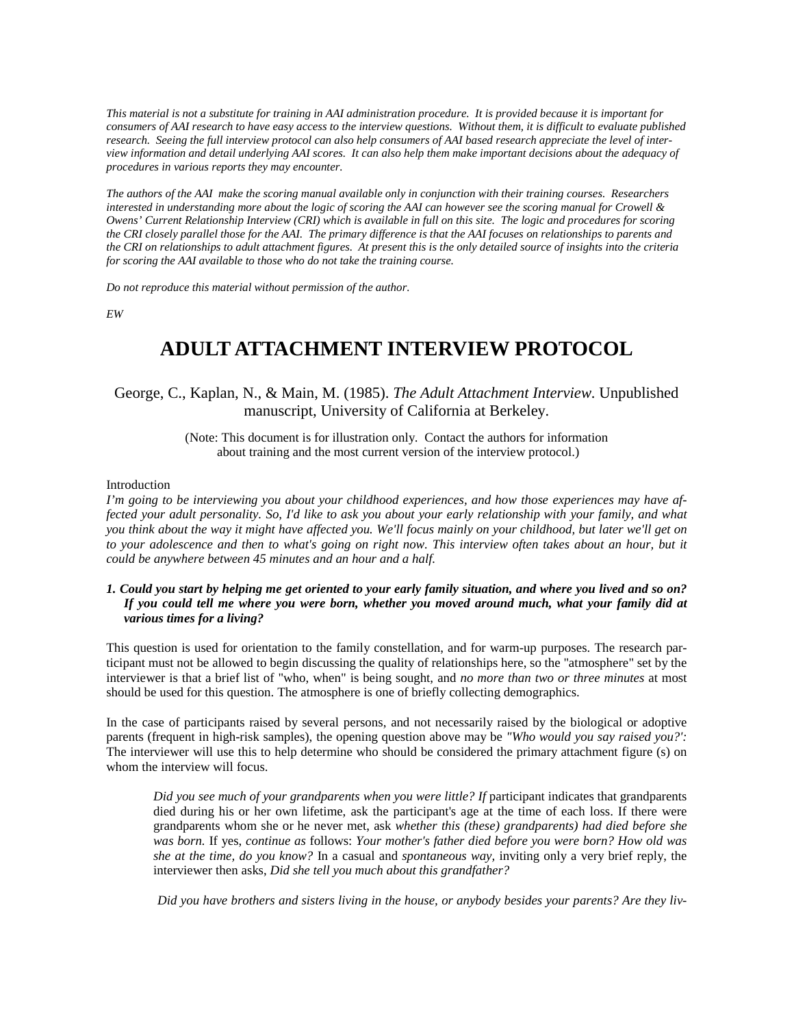*This material is not a substitute for training in AAI administration procedure. It is provided because it is important for consumers of AAI research to have easy access to the interview questions. Without them, it is difficult to evaluate published research. Seeing the full interview protocol can also help consumers of AAI based research appreciate the level of interview information and detail underlying AAI scores. It can also help them make important decisions about the adequacy of procedures in various reports they may encounter.*

*The authors of the AAI make the scoring manual available only in conjunction with their training courses. Researchers interested in understanding more about the logic of scoring the AAI can however see the scoring manual for Crowell & Owens' Current Relationship Interview (CRI) which is available in full on this site. The logic and procedures for scoring the CRI closely parallel those for the AAI. The primary difference is that the AAI focuses on relationships to parents and the CRI on relationships to adult attachment figures. At present this is the only detailed source of insights into the criteria for scoring the AAI available to those who do not take the training course.*

*Do not reproduce this material without permission of the author.*

*EW*

# ADULT ATTACHMENT INTERVIEW PROTOCOL

George, C., Kaplan, N., & Main, M. (1985). *The Adult Attachment Interview*. Unpublished manuscript, University of California at Berkeley.

(Note: This document is for illustration only. Contact the authors for information about training and the most current version of the interview protocol.)

Introduction

*I'm going to be interviewing you about your childhood experiences, and how those experiences may have affected your adult personality. So, I'd like to ask you about your early relationship with your family, and what you think about the way it might have affected you. We'll focus mainly on your childhood, but later we'll get on to your adolescence and then to what's going on right now. This interview often takes about an hour, but it could be anywhere between 45 minutes and an hour and a half.*

***1. Could you start by helping me get oriented to your early family situation, and where you lived and so on? If you could tell me where you were born, whether you moved around much, what your family did at various times for a living?***

This question is used for orientation to the family constellation, and for warm-up purposes. The research participant must not be allowed to begin discussing the quality of relationships here, so the "atmosphere" set by the interviewer is that a brief list of "who, when" is being sought, and *no more than two or three minutes* at most should be used for this question. The atmosphere is one of briefly collecting demographics.

In the case of participants raised by several persons, and not necessarily raised by the biological or adoptive parents (frequent in high-risk samples), the opening question above may be *"Who would you say raised you?':* The interviewer will use this to help determine who should be considered the primary attachment figure (s) on whom the interview will focus.

> *Did you see much of your grandparents when you were little? If* participant indicates that grandparents died during his or her own lifetime, ask the participant's age at the time of each loss. If there were grandparents whom she or he never met, ask *whether this (these) grandparents) had died before she was born.* If yes, *continue as* follows: *Your mother's father died before you were born? How old was she at the time, do you know?* In a casual and *spontaneous way,* inviting only a very brief reply, the interviewer then asks, *Did she tell you much about this grandfather?*
>
> *Did you have brothers and sisters living in the house, or anybody besides your parents? Are they liv-*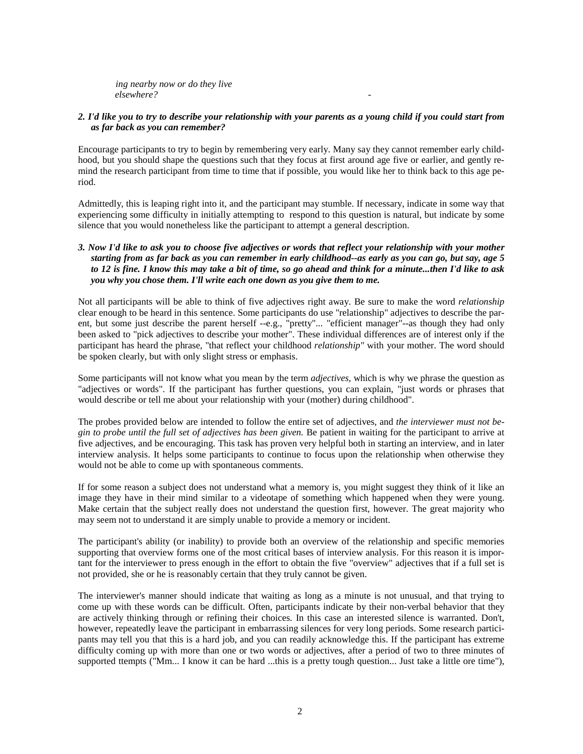*ing nearby now or do they live elsewhere?*

***2. I'd like you to try to describe your relationship with your parents as a young child if you could start from as far back as you can remember?***

Encourage participants to try to begin by remembering very early. Many say they cannot remember early childhood, but you should shape the questions such that they focus at first around age five or earlier, and gently remind the research participant from time to time that if possible, you would like her to think back to this age period.

Admittedly, this is leaping right into it, and the participant may stumble. If necessary, indicate in some way that experiencing some difficulty in initially attempting to respond to this question is natural, but indicate by some silence that you would nonetheless like the participant to attempt a general description.

***3. Now I'd like to ask you to choose five adjectives or words that reflect your relationship with your mother starting from as far back as you can remember in early childhood--as early as you can go, but say, age 5 to 12 is fine. I know this may take a bit of time, so go ahead and think for a minute...then I'd like to ask you why you chose them. I'll write each one down as you give them to me.***

Not all participants will be able to think of five adjectives right away. Be sure to make the word *relationship* clear enough to be heard in this sentence. Some participants do use "relationship" adjectives to describe the parent, but some just describe the parent herself --e.g., "pretty"... "efficient manager"--as though they had only been asked to "pick adjectives to describe your mother". These individual differences are of interest only if the participant has heard the phrase, "that reflect your childhood *relationship"* with your mother. The word should be spoken clearly, but with only slight stress or emphasis.

Some participants will not know what you mean by the term *adjectives,* which is why we phrase the question as "adjectives or words". If the participant has further questions, you can explain, "just words or phrases that would describe or tell me about your relationship with your (mother) during childhood".

The probes provided below are intended to follow the entire set of adjectives, and *the interviewer must not begin to probe until the full set of adjectives has been given.* Be patient in waiting for the participant to arrive at five adjectives, and be encouraging. This task has proven very helpful both in starting an interview, and in later interview analysis. It helps some participants to continue to focus upon the relationship when otherwise they would not be able to come up with spontaneous comments.

If for some reason a subject does not understand what a memory is, you might suggest they think of it like an image they have in their mind similar to a videotape of something which happened when they were young. Make certain that the subject really does not understand the question first, however. The great majority who may seem not to understand it are simply unable to provide a memory or incident.

The participant's ability (or inability) to provide both an overview of the relationship and specific memories supporting that overview forms one of the most critical bases of interview analysis. For this reason it is important for the interviewer to press enough in the effort to obtain the five "overview" adjectives that if a full set is not provided, she or he is reasonably certain that they truly cannot be given.

The interviewer's manner should indicate that waiting as long as a minute is not unusual, and that trying to come up with these words can be difficult. Often, participants indicate by their non-verbal behavior that they are actively thinking through or refining their choices. In this case an interested silence is warranted. Don't, however, repeatedly leave the participant in embarrassing silences for very long periods. Some research participants may tell you that this is a hard job, and you can readily acknowledge this. If the participant has extreme difficulty coming up with more than one or two words or adjectives, after a period of two to three minutes of supported ttempts ("Mm... I know it can be hard ...this is a pretty tough question... Just take a little ore time"),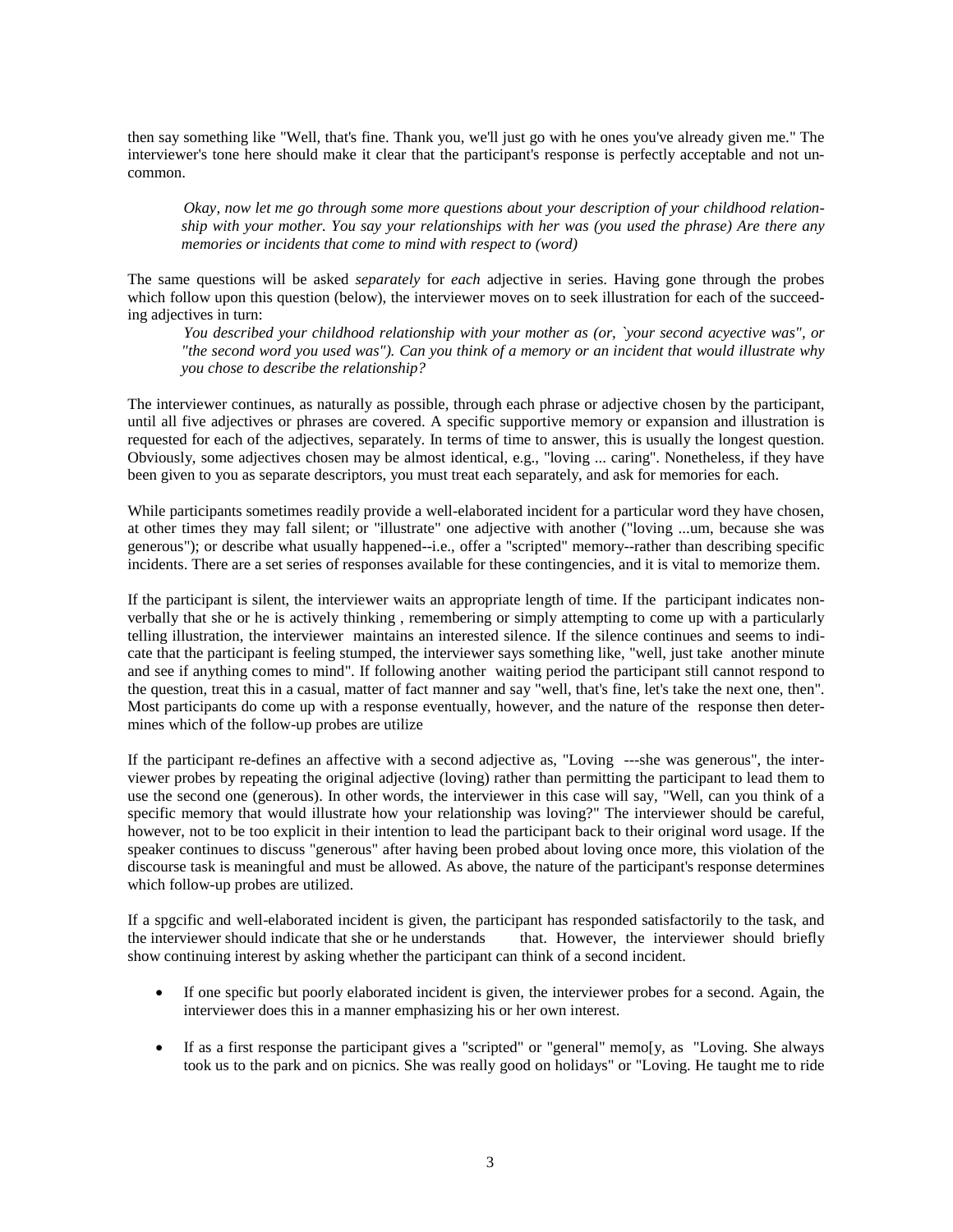then say something like "Well, that's fine. Thank you, we'll just go with he ones you've already given me." The interviewer's tone here should make it clear that the participant's response is perfectly acceptable and not uncommon.

> *Okay, now let me go through some more questions about your description of your childhood relationship with your mother. You say your relationships with her was (you used the phrase) Are there any memories or incidents that come to mind with respect to (word)*

The same questions will be asked *separately* for *each* adjective in series. Having gone through the probes which follow upon this question (below), the interviewer moves on to seek illustration for each of the succeeding adjectives in turn:

> *You described your childhood relationship with your mother as (or, `your second acyective was", or "the second word you used was"). Can you think of a memory or an incident that would illustrate why you chose to describe the relationship?*

The interviewer continues, as naturally as possible, through each phrase or adjective chosen by the participant, until all five adjectives or phrases are covered. A specific supportive memory or expansion and illustration is requested for each of the adjectives, separately. In terms of time to answer, this is usually the longest question. Obviously, some adjectives chosen may be almost identical, e.g., "loving ... caring". Nonetheless, if they have been given to you as separate descriptors, you must treat each separately, and ask for memories for each.

While participants sometimes readily provide a well-elaborated incident for a particular word they have chosen, at other times they may fall silent; or "illustrate" one adjective with another ("loving ...um, because she was generous"); or describe what usually happened--i.e., offer a "scripted" memory--rather than describing specific incidents. There are a set series of responses available for these contingencies, and it is vital to memorize them.

If the participant is silent, the interviewer waits an appropriate length of time. If the participant indicates non-verbally that she or he is actively thinking , remembering or simply attempting to come up with a particularly telling illustration, the interviewer maintains an interested silence. If the silence continues and seems to indicate that the participant is feeling stumped, the interviewer says something like, "well, just take another minute and see if anything comes to mind". If following another waiting period the participant still cannot respond to the question, treat this in a casual, matter of fact manner and say "well, that's fine, let's take the next one, then". Most participants do come up with a response eventually, however, and the nature of the response then determines which of the follow-up probes are utilize

If the participant re-defines an affective with a second adjective as, "Loving ---she was generous", the interviewer probes by repeating the original adjective (loving) rather than permitting the participant to lead them to use the second one (generous). In other words, the interviewer in this case will say, "Well, can you think of a specific memory that would illustrate how your relationship was loving?" The interviewer should be careful, however, not to be too explicit in their intention to lead the participant back to their original word usage. If the speaker continues to discuss "generous" after having been probed about loving once more, this violation of the discourse task is meaningful and must be allowed. As above, the nature of the participant's response determines which follow-up probes are utilized.

If a spgcific and well-elaborated incident is given, the participant has responded satisfactorily to the task, and the interviewer should indicate that she or he understands that. However, the interviewer should briefly show continuing interest by asking whether the participant can think of a second incident.

- If one specific but poorly elaborated incident is given, the interviewer probes for a second. Again, the interviewer does this in a manner emphasizing his or her own interest.
- If as a first response the participant gives a "scripted" or "general" memo[y, as "Loving. She always took us to the park and on picnics. She was really good on holidays" or "Loving. He taught me to ride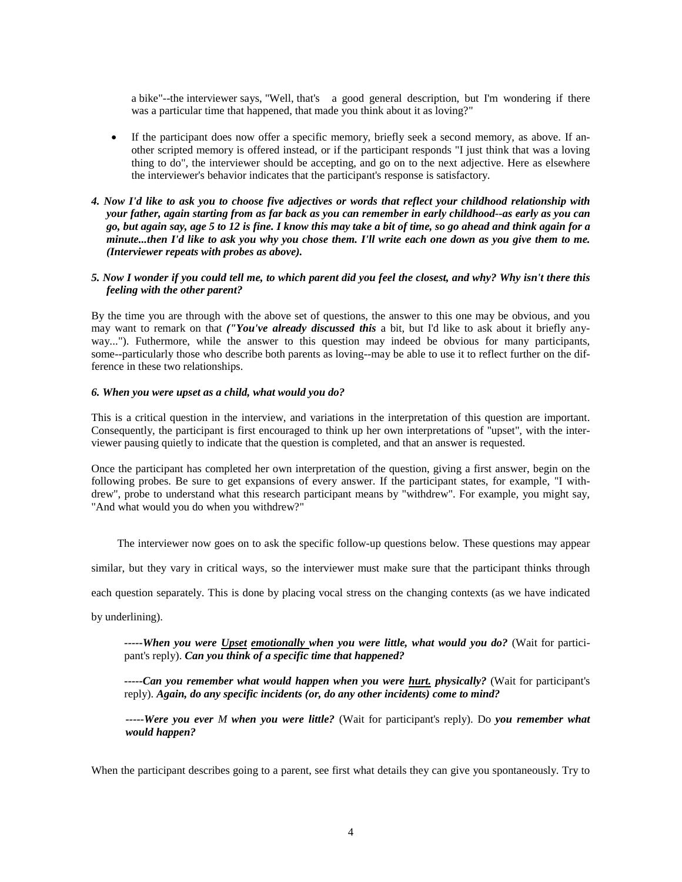a bike"--the interviewer says, "Well, that's a good general description, but I'm wondering if there was a particular time that happened, that made you think about it as loving?"

- If the participant does now offer a specific memory, briefly seek a second memory, as above. If another scripted memory is offered instead, or if the participant responds "I just think that was a loving thing to do", the interviewer should be accepting, and go on to the next adjective. Here as elsewhere the interviewer's behavior indicates that the participant's response is satisfactory.

***4. Now I'd like to ask you to choose five adjectives or words that reflect your childhood relationship with your father, again starting from as far back as you can remember in early childhood--as early as you can go, but again say, age 5 to 12 is fine. I know this may take a bit of time, so go ahead and think again for a minute...then I'd like to ask you why you chose them. I'll write each one down as you give them to me. (Interviewer repeats with probes as above).***

***5. Now I wonder if you could tell me, to which parent did you feel the closest, and why? Why isn't there this feeling with the other parent?***

By the time you are through with the above set of questions, the answer to this one may be obvious, and you may want to remark on that ***("You've already discussed this*** a bit, but I'd like to ask about it briefly anyway..."). Futhermore, while the answer to this question may indeed be obvious for many participants, some--particularly those who describe both parents as loving--may be able to use it to reflect further on the difference in these two relationships.

***6. When you were upset as a child, what would you do?***

This is a critical question in the interview, and variations in the interpretation of this question are important. Consequently, the participant is first encouraged to think up her own interpretations of "upset", with the interviewer pausing quietly to indicate that the question is completed, and that an answer is requested.

Once the participant has completed her own interpretation of the question, giving a first answer, begin on the following probes. Be sure to get expansions of every answer. If the participant states, for example, "I withdrew", probe to understand what this research participant means by "withdrew". For example, you might say, "And what would you do when you withdrew?"

The interviewer now goes on to ask the specific follow-up questions below. These questions may appear similar, but they vary in critical ways, so the interviewer must make sure that the participant thinks through each question separately. This is done by placing vocal stress on the changing contexts (as we have indicated by underlining).

> ***-----When you were <u>Upset</u> <u>emotionally</u> when you were little, what would you do?*** (Wait for participant's reply). ***Can you think of a specific time that happened?***
>
> ***-----Can you remember what would happen when you were <u>hurt.</u> physically?*** (Wait for participant's reply). ***Again, do any specific incidents (or, do any other incidents) come to mind?***
>
> ***-----Were you ever*** *M* ***when you were little?*** (Wait for participant's reply). Do ***you remember what would happen?***

When the participant describes going to a parent, see first what details they can give you spontaneously. Try to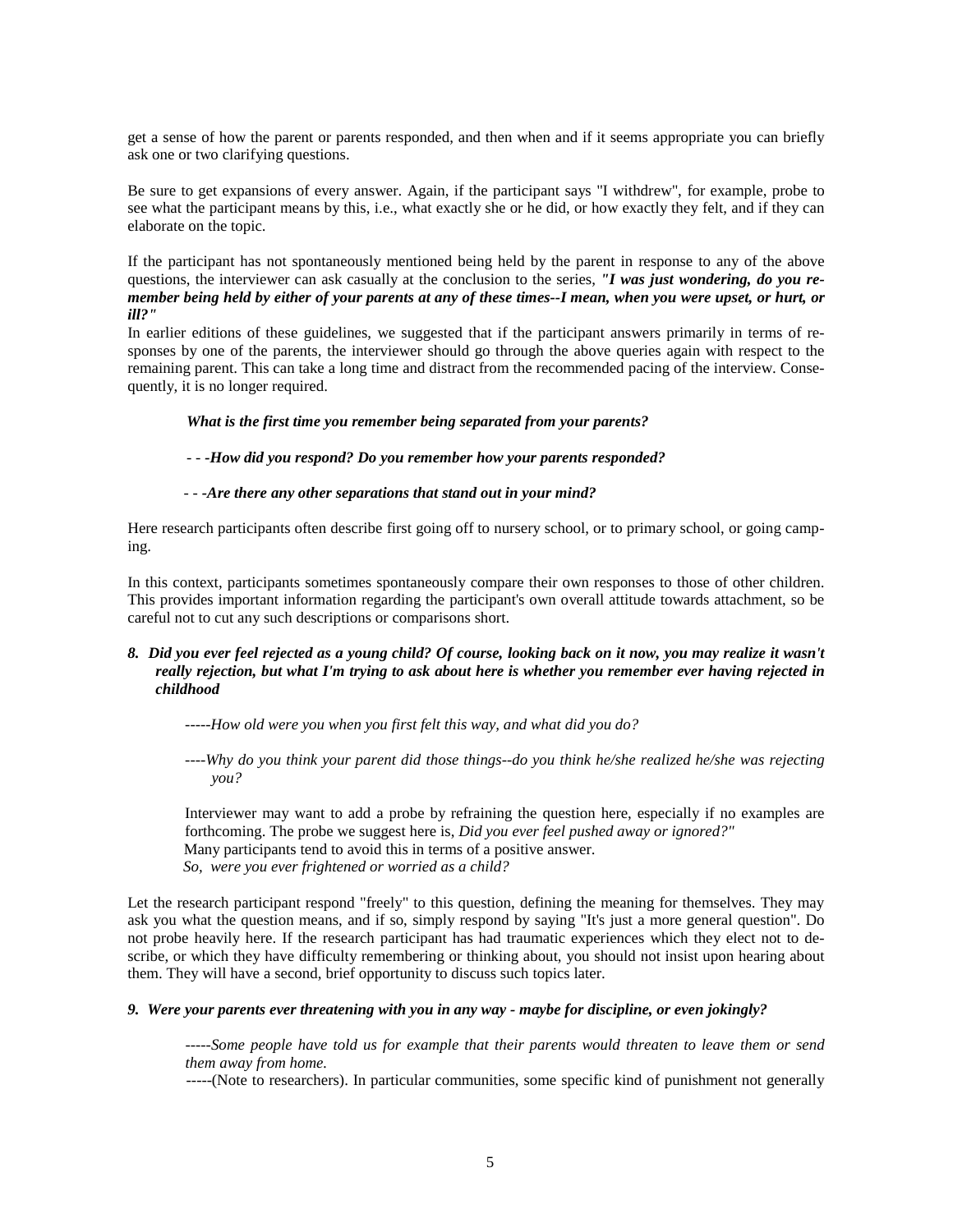get a sense of how the parent or parents responded, and then when and if it seems appropriate you can briefly ask one or two clarifying questions.

Be sure to get expansions of every answer. Again, if the participant says "I withdrew", for example, probe to see what the participant means by this, i.e., what exactly she or he did, or how exactly they felt, and if they can elaborate on the topic.

If the participant has not spontaneously mentioned being held by the parent in response to any of the above questions, the interviewer can ask casually at the conclusion to the series, ***"I was just wondering, do you remember being held by either of your parents at any of these times--I mean, when you were upset, or hurt, or ill?"***

In earlier editions of these guidelines, we suggested that if the participant answers primarily in terms of responses by one of the parents, the interviewer should go through the above queries again with respect to the remaining parent. This can take a long time and distract from the recommended pacing of the interview. Consequently, it is no longer required.

***What is the first time you remember being separated from your parents?***

***- - -How did you respond? Do you remember how your parents responded?***

***- - -Are there any other separations that stand out in your mind?***

Here research participants often describe first going off to nursery school, or to primary school, or going camping.

In this context, participants sometimes spontaneously compare their own responses to those of other children. This provides important information regarding the participant's own overall attitude towards attachment, so be careful not to cut any such descriptions or comparisons short.

***8. Did you ever feel rejected as a young child? Of course, looking back on it now, you may realize it wasn't really rejection, but what I'm trying to ask about here is whether you remember ever having rejected in childhood***

*-----How old were you when you first felt this way, and what did you do?*

*----Why do you think your parent did those things--do you think he/she realized he/she was rejecting you?*

Interviewer may want to add a probe by refraining the question here, especially if no examples are forthcoming. The probe we suggest here is, *Did you ever feel pushed away or ignored?"*
Many participants tend to avoid this in terms of a positive answer.
*So, were you ever frightened or worried as a child?*

Let the research participant respond "freely" to this question, defining the meaning for themselves. They may ask you what the question means, and if so, simply respond by saying "It's just a more general question". Do not probe heavily here. If the research participant has had traumatic experiences which they elect not to describe, or which they have difficulty remembering or thinking about, you should not insist upon hearing about them. They will have a second, brief opportunity to discuss such topics later.

***9. Were your parents ever threatening with you in any way - maybe for discipline, or even jokingly?***

*-----Some people have told us for example that their parents would threaten to leave them or send them away from home.*
-----(Note to researchers). In particular communities, some specific kind of punishment not generally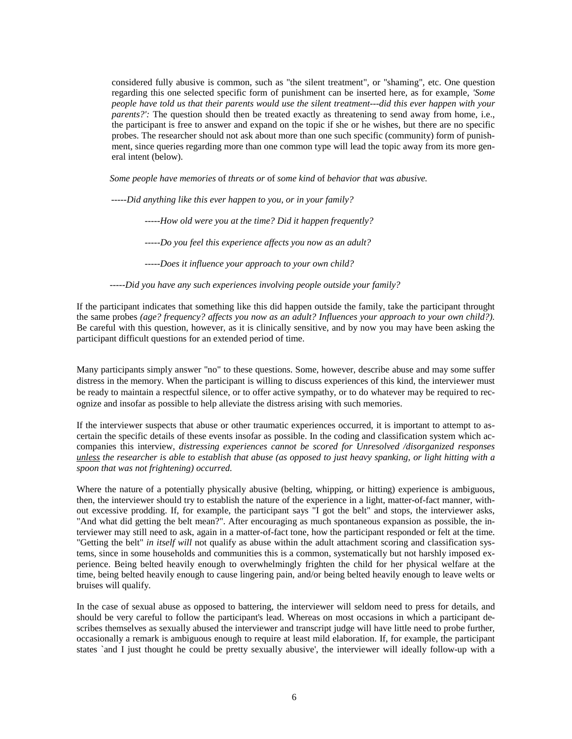considered fully abusive is common, such as "the silent treatment", or "shaming", etc. One question regarding this one selected specific form of punishment can be inserted here, as for example, *'Some people have told us that their parents would use the silent treatment---did this ever happen with your parents?':* The question should then be treated exactly as threatening to send away from home, i.e., the participant is free to answer and expand on the topic if she or he wishes, but there are no specific probes. The researcher should not ask about more than one such specific (community) form of punishment, since queries regarding more than one common type will lead the topic away from its more general intent (below).

*Some people have memories* of *threats or* of *some kind* of *behavior that was abusive.*

*-----Did anything like this ever happen to you, or in your family?*

> *-----How old were you at the time? Did it happen frequently?*
>
> *-----Do you feel this experience affects you now as an adult?*
>
> *-----Does it influence your approach to your own child?*

*-----Did you have any such experiences involving people outside your family?*

If the participant indicates that something like this did happen outside the family, take the participant throught the same probes *(age? frequency? affects you now as an adult? Influences your approach to your own child?).* Be careful with this question, however, as it is clinically sensitive, and by now you may have been asking the participant difficult questions for an extended period of time.

Many participants simply answer "no" to these questions. Some, however, describe abuse and may some suffer distress in the memory. When the participant is willing to discuss experiences of this kind, the interviewer must be ready to maintain a respectful silence, or to offer active sympathy, or to do whatever may be required to recognize and insofar as possible to help alleviate the distress arising with such memories.

If the interviewer suspects that abuse or other traumatic experiences occurred, it is important to attempt to ascertain the specific details of these events insofar as possible. In the coding and classification system which accompanies this interview, *distressing experiences cannot be scored for Unresolved /disorganized responses <u>unless</u> the researcher is able to establish that abuse (as opposed to just heavy spanking, or light hitting with a spoon that was not frightening) occurred.*

Where the nature of a potentially physically abusive (belting, whipping, or hitting) experience is ambiguous, then, the interviewer should try to establish the nature of the experience in a light, matter-of-fact manner, without excessive prodding. If, for example, the participant says "I got the belt" and stops, the interviewer asks, "And what did getting the belt mean?". After encouraging as much spontaneous expansion as possible, the interviewer may still need to ask, again in a matter-of-fact tone, how the participant responded or felt at the time. "Getting the belt" *in itself will* not qualify as abuse within the adult attachment scoring and classification systems, since in some households and communities this is a common, systematically but not harshly imposed experience. Being belted heavily enough to overwhelmingly frighten the child for her physical welfare at the time, being belted heavily enough to cause lingering pain, and/or being belted heavily enough to leave welts or bruises will qualify.

In the case of sexual abuse as opposed to battering, the interviewer will seldom need to press for details, and should be very careful to follow the participant's lead. Whereas on most occasions in which a participant describes themselves as sexually abused the interviewer and transcript judge will have little need to probe further, occasionally a remark is ambiguous enough to require at least mild elaboration. If, for example, the participant states `and I just thought he could be pretty sexually abusive', the interviewer will ideally follow-up with a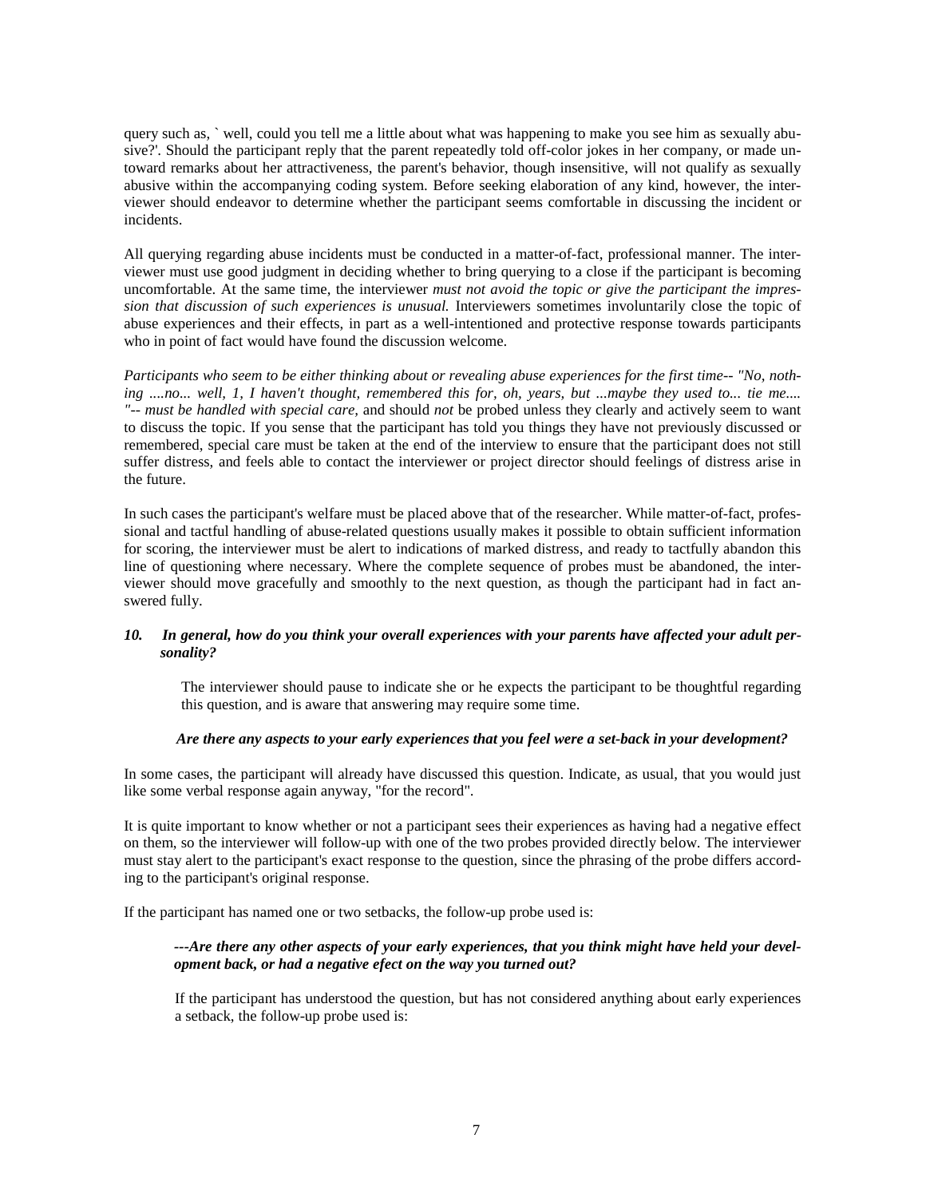query such as, ` well, could you tell me a little about what was happening to make you see him as sexually abusive?'. Should the participant reply that the parent repeatedly told off-color jokes in her company, or made untoward remarks about her attractiveness, the parent's behavior, though insensitive, will not qualify as sexually abusive within the accompanying coding system. Before seeking elaboration of any kind, however, the interviewer should endeavor to determine whether the participant seems comfortable in discussing the incident or incidents.

All querying regarding abuse incidents must be conducted in a matter-of-fact, professional manner. The interviewer must use good judgment in deciding whether to bring querying to a close if the participant is becoming uncomfortable. At the same time, the interviewer *must not avoid the topic or give the participant the impression that discussion of such experiences is unusual.* Interviewers sometimes involuntarily close the topic of abuse experiences and their effects, in part as a well-intentioned and protective response towards participants who in point of fact would have found the discussion welcome.

*Participants who seem to be either thinking about or revealing abuse experiences for the first time-- "No, nothing ....no... well, 1, I haven't thought, remembered this for, oh, years, but ...maybe they used to... tie me.... "-- must be handled with special care,* and should *not* be probed unless they clearly and actively seem to want to discuss the topic. If you sense that the participant has told you things they have not previously discussed or remembered, special care must be taken at the end of the interview to ensure that the participant does not still suffer distress, and feels able to contact the interviewer or project director should feelings of distress arise in the future.

In such cases the participant's welfare must be placed above that of the researcher. While matter-of-fact, professional and tactful handling of abuse-related questions usually makes it possible to obtain sufficient information for scoring, the interviewer must be alert to indications of marked distress, and ready to tactfully abandon this line of questioning where necessary. Where the complete sequence of probes must be abandoned, the interviewer should move gracefully and smoothly to the next question, as though the participant had in fact answered fully.

***10. In general, how do you think your overall experiences with your parents have affected your adult personality?***

The interviewer should pause to indicate she or he expects the participant to be thoughtful regarding this question, and is aware that answering may require some time.

***Are there any aspects to your early experiences that you feel were a set-back in your development?***

In some cases, the participant will already have discussed this question. Indicate, as usual, that you would just like some verbal response again anyway, "for the record".

It is quite important to know whether or not a participant sees their experiences as having had a negative effect on them, so the interviewer will follow-up with one of the two probes provided directly below. The interviewer must stay alert to the participant's exact response to the question, since the phrasing of the probe differs according to the participant's original response.

If the participant has named one or two setbacks, the follow-up probe used is:

***---Are there any other aspects of your early experiences, that you think might have held your development back, or had a negative efect on the way you turned out?***

If the participant has understood the question, but has not considered anything about early experiences a setback, the follow-up probe used is: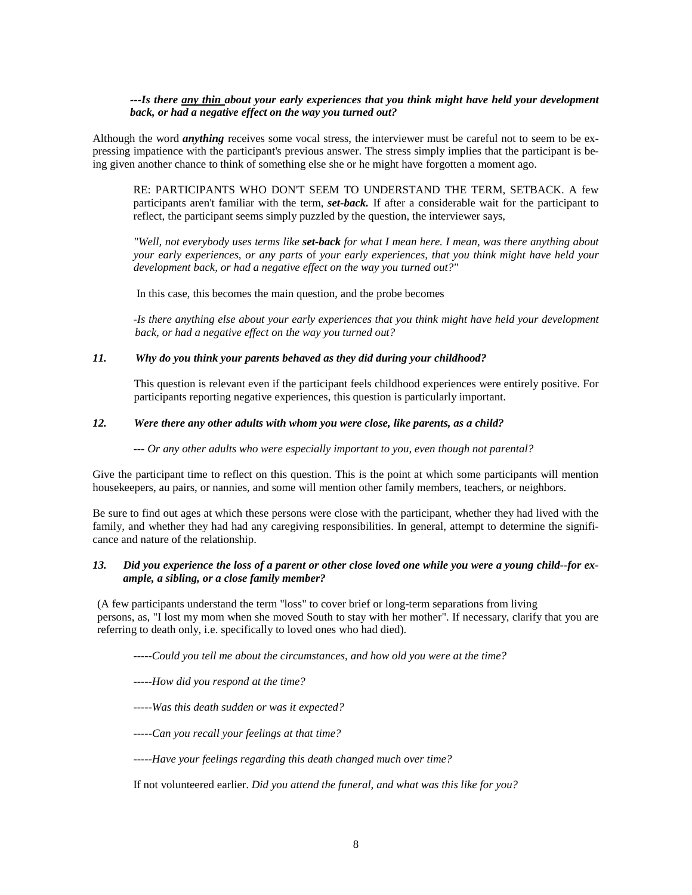***---Is there <u>any thin</u> about your early experiences that you think might have held your development back, or had a negative effect on the way you turned out?***

Although the word ***anything*** receives some vocal stress, the interviewer must be careful not to seem to be expressing impatience with the participant's previous answer. The stress simply implies that the participant is being given another chance to think of something else she or he might have forgotten a moment ago.

RE: PARTICIPANTS WHO DON'T SEEM TO UNDERSTAND THE TERM, SETBACK. A few participants aren't familiar with the term, ***set-back.*** If after a considerable wait for the participant to reflect, the participant seems simply puzzled by the question, the interviewer says,

*"Well, not everybody uses terms like **set-back** for what I mean here. I mean, was there anything about your early experiences, or any parts* of *your early experiences, that you think might have held your development back, or had a negative effect on the way you turned out?"*

In this case, this becomes the main question, and the probe becomes

*-Is there anything else about your early experiences that you think might have held your development back, or had a negative effect on the way you turned out?*

***11. Why do you think your parents behaved as they did during your childhood?***

This question is relevant even if the participant feels childhood experiences were entirely positive. For participants reporting negative experiences, this question is particularly important.

***12. Were there any other adults with whom you were close, like parents, as a child?***

*--- Or any other adults who were especially important to you, even though not parental?*

Give the participant time to reflect on this question. This is the point at which some participants will mention housekeepers, au pairs, or nannies, and some will mention other family members, teachers, or neighbors.

Be sure to find out ages at which these persons were close with the participant, whether they had lived with the family, and whether they had had any caregiving responsibilities. In general, attempt to determine the significance and nature of the relationship.

***13. Did you experience the loss of a parent or other close loved one while you were a young child--for example, a sibling, or a close family member?***

(A few participants understand the term "loss" to cover brief or long-term separations from living persons, as, "I lost my mom when she moved South to stay with her mother". If necessary, clarify that you are referring to death only, i.e. specifically to loved ones who had died).

*-----Could you tell me about the circumstances, and how old you were at the time?*

*-----How did you respond at the time?*

*-----Was this death sudden or was it expected?*

*-----Can you recall your feelings at that time?*

*-----Have your feelings regarding this death changed much over time?*

If not volunteered earlier. *Did you attend the funeral, and what was this like for you?*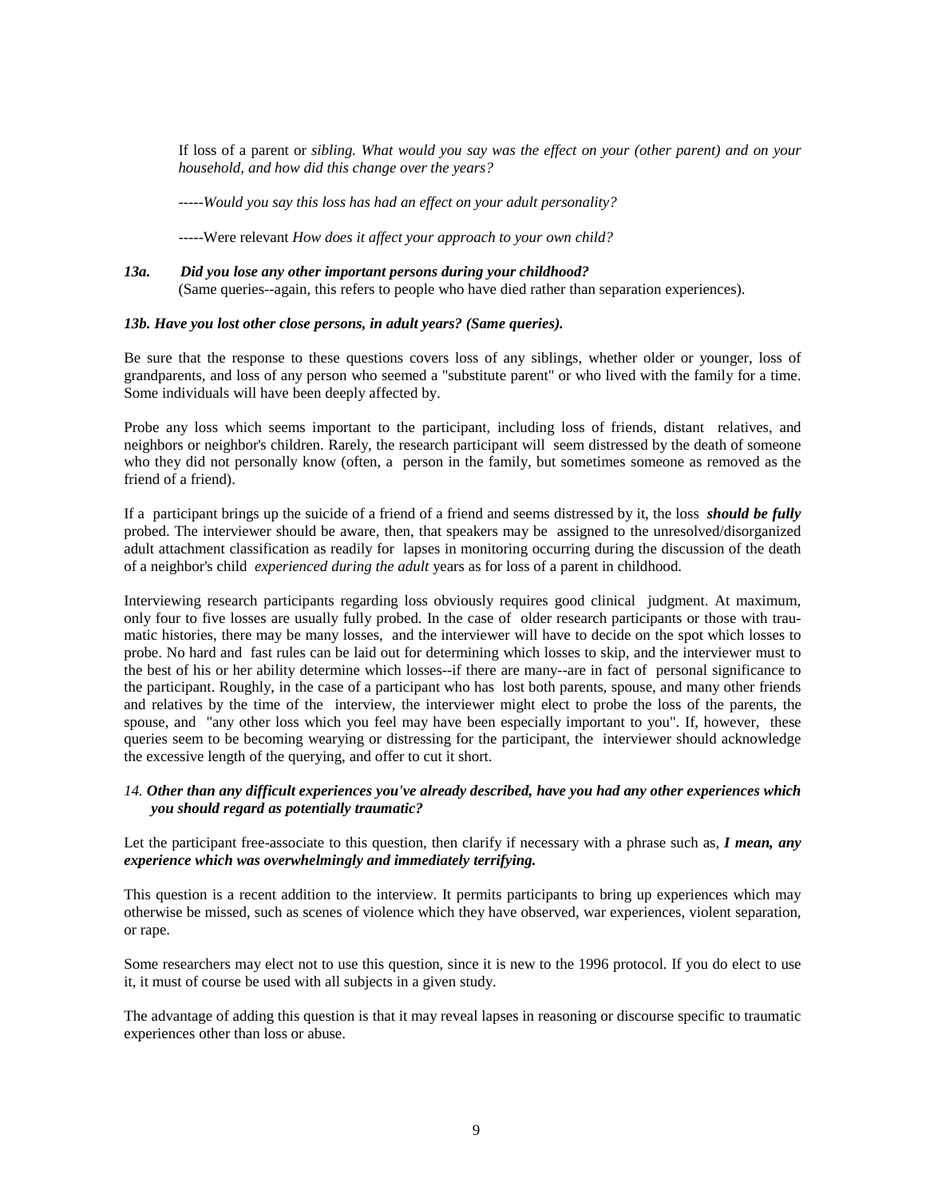If loss of a parent or *sibling. What would you say was the effect on your (other parent) and on your household, and how did this change over the years?*

-----*Would you say this loss has had an effect on your adult personality?*

-----Were relevant *How does it affect your approach to your own child?*

***13a. Did you lose any other important persons during your childhood?***
(Same queries--again, this refers to people who have died rather than separation experiences).

***13b. Have you lost other close persons, in adult years? (Same queries).***

Be sure that the response to these questions covers loss of any siblings, whether older or younger, loss of grandparents, and loss of any person who seemed a "substitute parent" or who lived with the family for a time. Some individuals will have been deeply affected by.

Probe any loss which seems important to the participant, including loss of friends, distant relatives, and neighbors or neighbor's children. Rarely, the research participant will seem distressed by the death of someone who they did not personally know (often, a person in the family, but sometimes someone as removed as the friend of a friend).

If a participant brings up the suicide of a friend of a friend and seems distressed by it, the loss ***should be fully*** probed. The interviewer should be aware, then, that speakers may be assigned to the unresolved/disorganized adult attachment classification as readily for lapses in monitoring occurring during the discussion of the death of a neighbor's child *experienced during the adult* years as for loss of a parent in childhood.

Interviewing research participants regarding loss obviously requires good clinical judgment. At maximum, only four to five losses are usually fully probed. In the case of older research participants or those with traumatic histories, there may be many losses, and the interviewer will have to decide on the spot which losses to probe. No hard and fast rules can be laid out for determining which losses to skip, and the interviewer must to the best of his or her ability determine which losses--if there are many--are in fact of personal significance to the participant. Roughly, in the case of a participant who has lost both parents, spouse, and many other friends and relatives by the time of the interview, the interviewer might elect to probe the loss of the parents, the spouse, and "any other loss which you feel may have been especially important to you". If, however, these queries seem to be becoming wearying or distressing for the participant, the interviewer should acknowledge the excessive length of the querying, and offer to cut it short.

*14.* ***Other than any difficult experiences you've already described, have you had any other experiences which you should regard as potentially traumatic?***

Let the participant free-associate to this question, then clarify if necessary with a phrase such as, ***I mean, any experience which was overwhelmingly and immediately terrifying.***

This question is a recent addition to the interview. It permits participants to bring up experiences which may otherwise be missed, such as scenes of violence which they have observed, war experiences, violent separation, or rape.

Some researchers may elect not to use this question, since it is new to the 1996 protocol. If you do elect to use it, it must of course be used with all subjects in a given study.

The advantage of adding this question is that it may reveal lapses in reasoning or discourse specific to traumatic experiences other than loss or abuse.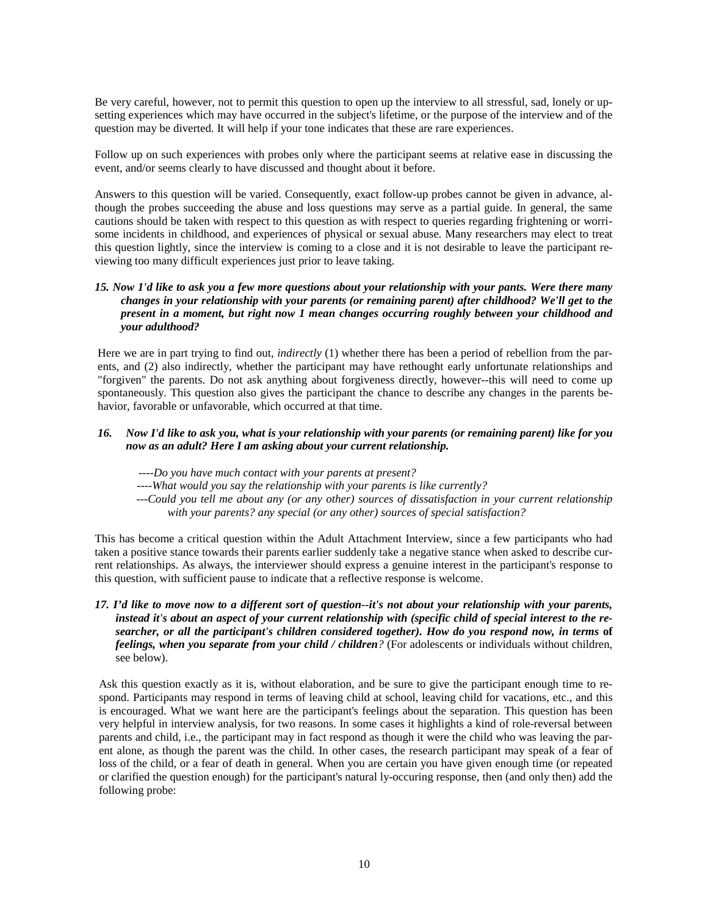Be very careful, however, not to permit this question to open up the interview to all stressful, sad, lonely or upsetting experiences which may have occurred in the subject's lifetime, or the purpose of the interview and of the question may be diverted. It will help if your tone indicates that these are rare experiences.

Follow up on such experiences with probes only where the participant seems at relative ease in discussing the event, and/or seems clearly to have discussed and thought about it before.

Answers to this question will be varied. Consequently, exact follow-up probes cannot be given in advance, although the probes succeeding the abuse and loss questions may serve as a partial guide. In general, the same cautions should be taken with respect to this question as with respect to queries regarding frightening or worrisome incidents in childhood, and experiences of physical or sexual abuse. Many researchers may elect to treat this question lightly, since the interview is coming to a close and it is not desirable to leave the participant reviewing too many difficult experiences just prior to leave taking.

***15. Now 1'd like to ask you a few more questions about your relationship with your pants. Were there many changes in your relationship with your parents (or remaining parent) after childhood? We'll get to the present in a moment, but right now 1 mean changes occurring roughly between your childhood and your adulthood?***

Here we are in part trying to find out, *indirectly* (1) whether there has been a period of rebellion from the parents, and (2) also indirectly, whether the participant may have rethought early unfortunate relationships and "forgiven" the parents. Do not ask anything about forgiveness directly, however--this will need to come up spontaneously. This question also gives the participant the chance to describe any changes in the parents behavior, favorable or unfavorable, which occurred at that time.

***16. Now I'd like to ask you, what is your relationship with your parents (or remaining parent) like for you now as an adult? Here I am asking about your current relationship.***

*----Do you have much contact with your parents at present?*
*----What would you say the relationship with your parents is like currently?*
*---Could you tell me about any (or any other) sources of dissatisfaction in your current relationship with your parents? any special (or any other) sources of special satisfaction?*

This has become a critical question within the Adult Attachment Interview, since a few participants who had taken a positive stance towards their parents earlier suddenly take a negative stance when asked to describe current relationships. As always, the interviewer should express a genuine interest in the participant's response to this question, with sufficient pause to indicate that a reflective response is welcome.

***17. I'd like to move now to a different sort of question--it's not about your relationship with your parents, instead it's about an aspect of your current relationship with (specific child of special interest to the researcher, or all the participant's children considered together). How do you respond now, in terms* of *feelings, when you separate from your child / children?*** (For adolescents or individuals without children, see below).

Ask this question exactly as it is, without elaboration, and be sure to give the participant enough time to respond. Participants may respond in terms of leaving child at school, leaving child for vacations, etc., and this is encouraged. What we want here are the participant's feelings about the separation. This question has been very helpful in interview analysis, for two reasons. In some cases it highlights a kind of role-reversal between parents and child, i.e., the participant may in fact respond as though it were the child who was leaving the parent alone, as though the parent was the child. In other cases, the research participant may speak of a fear of loss of the child, or a fear of death in general. When you are certain you have given enough time (or repeated or clarified the question enough) for the participant's natural ly-occuring response, then (and only then) add the following probe: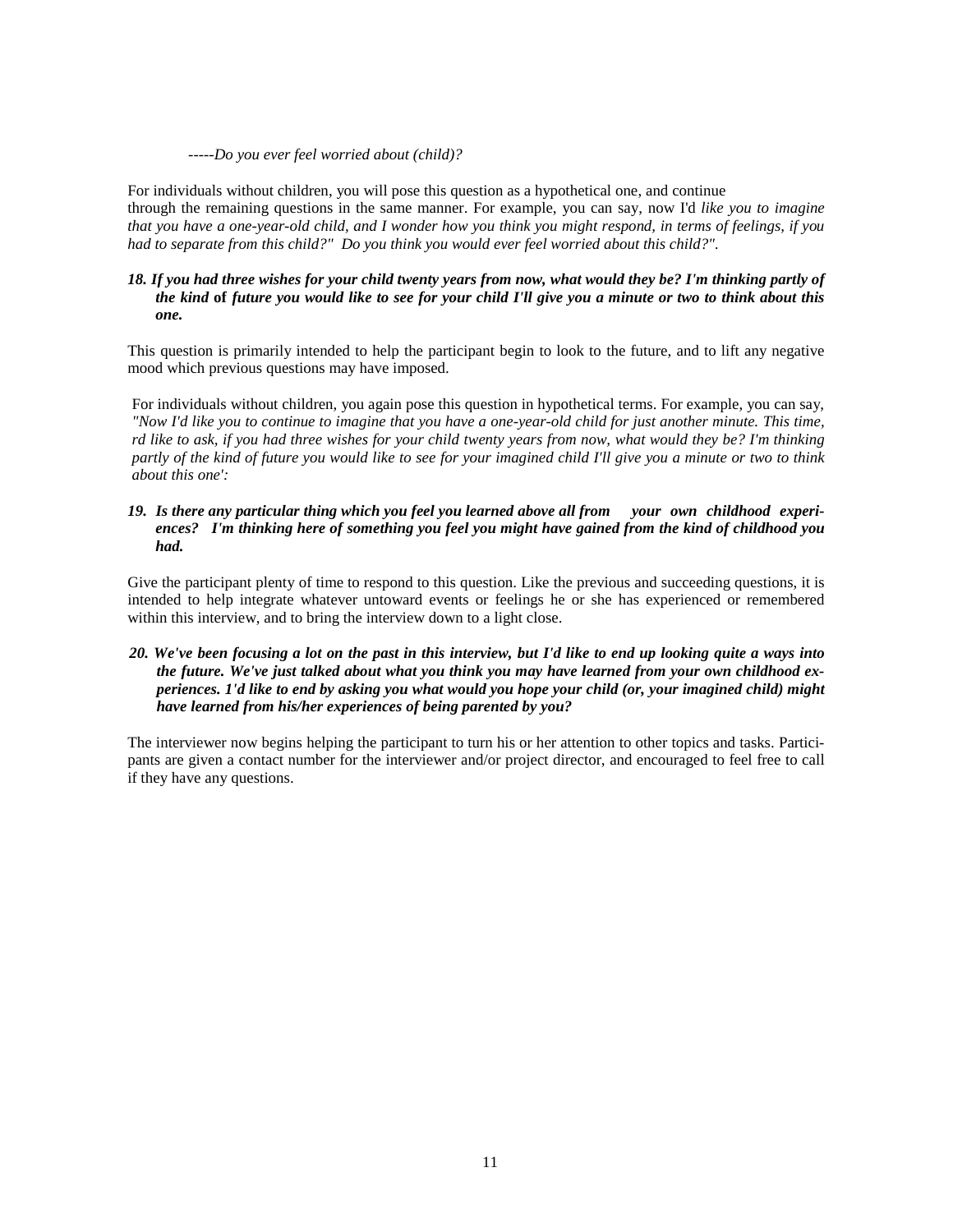*-----Do you ever feel worried about (child)?*

For individuals without children, you will pose this question as a hypothetical one, and continue through the remaining questions in the same manner. For example, you can say, now I'd *like you to imagine that you have a one-year-old child, and I wonder how you think you might respond, in terms of feelings, if you had to separate from this child?" Do you think you would ever feel worried about this child?".*

***18. If you had three wishes for your child twenty years from now, what would they be? I'm thinking partly of the kind* of *future you would like to see for your child I'll give you a minute or two to think about this one.***

This question is primarily intended to help the participant begin to look to the future, and to lift any negative mood which previous questions may have imposed.

For individuals without children, you again pose this question in hypothetical terms. For example, you can say, *"Now I'd like you to continue to imagine that you have a one-year-old child for just another minute. This time, rd like to ask, if you had three wishes for your child twenty years from now, what would they be? I'm thinking partly of the kind of future you would like to see for your imagined child I'll give you a minute or two to think about this one':*

***19. Is there any particular thing which you feel you learned above all from your own childhood experiences? I'm thinking here of something you feel you might have gained from the kind of childhood you had.***

Give the participant plenty of time to respond to this question. Like the previous and succeeding questions, it is intended to help integrate whatever untoward events or feelings he or she has experienced or remembered within this interview, and to bring the interview down to a light close.

***20. We've been focusing a lot on the past in this interview, but I'd like to end up looking quite a ways into the future. We've just talked about what you think you may have learned from your own childhood experiences. 1'd like to end by asking you what would you hope your child (or, your imagined child) might have learned from his/her experiences of being parented by you?***

The interviewer now begins helping the participant to turn his or her attention to other topics and tasks. Participants are given a contact number for the interviewer and/or project director, and encouraged to feel free to call if they have any questions.